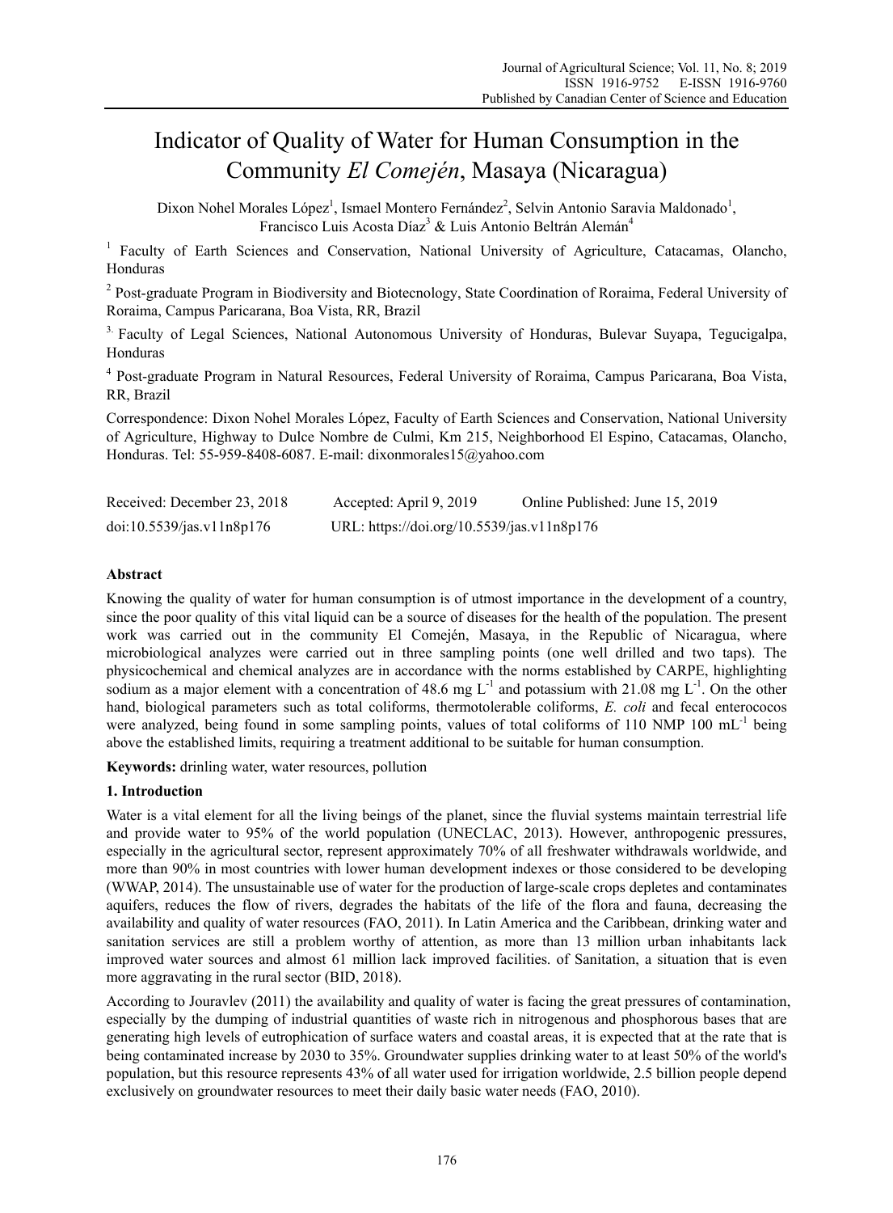# Indicator of Quality of Water for Human Consumption in the Community *El Comején*, Masaya (Nicaragua)

Dixon Nohel Morales López[1], Ismael Montero Fernández[2], Selvin Antonio Saravia Maldonado[1], Francisco Luis Acosta Díaz[3] & Luis Antonio Beltrán Alemán[4]

[1] Faculty of Earth Sciences and Conservation, National University of Agriculture, Catacamas, Olancho, Honduras

[2] Post-graduate Program in Biodiversity and Biotecnology, State Coordination of Roraima, Federal University of Roraima, Campus Paricarana, Boa Vista, RR, Brazil

[3] Faculty of Legal Sciences, National Autonomous University of Honduras, Bulevar Suyapa, Tegucigalpa, Honduras

[4] Post-graduate Program in Natural Resources, Federal University of Roraima, Campus Paricarana, Boa Vista, RR, Brazil

Correspondence: Dixon Nohel Morales López, Faculty of Earth Sciences and Conservation, National University of Agriculture, Highway to Dulce Nombre de Culmi, Km 215, Neighborhood El Espino, Catacamas, Olancho, Honduras. Tel: 55-959-8408-6087. E-mail: dixonmorales15@yahoo.com

Received: December 23, 2018 Accepted: April 9, 2019 Online Published: June 15, 2019

doi:10.5539/jas.v11n8p176 URL: https://doi.org/10.5539/jas.v11n8p176

## Abstract

Knowing the quality of water for human consumption is of utmost importance in the development of a country, since the poor quality of this vital liquid can be a source of diseases for the health of the population. The present work was carried out in the community El Comején, Masaya, in the Republic of Nicaragua, where microbiological analyzes were carried out in three sampling points (one well drilled and two taps). The physicochemical and chemical analyzes are in accordance with the norms established by CARPE, highlighting sodium as a major element with a concentration of 48.6 mg $L^{-1}$ and potassium with 21.08 mg $L^{-1}$. On the other hand, biological parameters such as total coliforms, thermotolerable coliforms, *E. coli* and fecal enterococos were analyzed, being found in some sampling points, values of total coliforms of 110 NMP 100 $mL^{-1}$ being above the established limits, requiring a treatment additional to be suitable for human consumption.

**Keywords:** drinling water, water resources, pollution

## 1. Introduction

Water is a vital element for all the living beings of the planet, since the fluvial systems maintain terrestrial life and provide water to 95% of the world population (UNECLAC, 2013). However, anthropogenic pressures, especially in the agricultural sector, represent approximately 70% of all freshwater withdrawals worldwide, and more than 90% in most countries with lower human development indexes or those considered to be developing (WWAP, 2014). The unsustainable use of water for the production of large-scale crops depletes and contaminates aquifers, reduces the flow of rivers, degrades the habitats of the life of the flora and fauna, decreasing the availability and quality of water resources (FAO, 2011). In Latin America and the Caribbean, drinking water and sanitation services are still a problem worthy of attention, as more than 13 million urban inhabitants lack improved water sources and almost 61 million lack improved facilities. of Sanitation, a situation that is even more aggravating in the rural sector (BID, 2018).

According to Jouravlev (2011) the availability and quality of water is facing the great pressures of contamination, especially by the dumping of industrial quantities of waste rich in nitrogenous and phosphorous bases that are generating high levels of eutrophication of surface waters and coastal areas, it is expected that at the rate that is being contaminated increase by 2030 to 35%. Groundwater supplies drinking water to at least 50% of the world's population, but this resource represents 43% of all water used for irrigation worldwide, 2.5 billion people depend exclusively on groundwater resources to meet their daily basic water needs (FAO, 2010).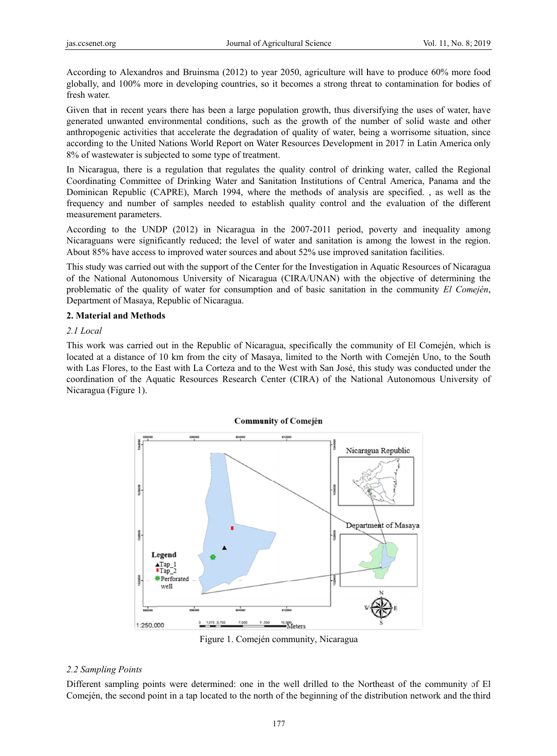According to Alexandros and Bruinsma (2012) to year 2050, agriculture will have to produce 60% more food globally, and 100% more in developing countries, so it becomes a strong threat to contamination for bodies of fresh water.

Given that in recent years there has been a large population growth, thus diversifying the uses of water, have generated unwanted environmental conditions, such as the growth of the number of solid waste and other anthropogenic activities that accelerate the degradation of quality of water, being a worrisome situation, since according to the United Nations World Report on Water Resources Development in 2017 in Latin America only 8% of wastewater is subjected to some type of treatment.

In Nicaragua, there is a regulation that regulates the quality control of drinking water, called the Regional Coordinating Committee of Drinking Water and Sanitation Institutions of Central America, Panama and the Dominican Republic (CAPRE), March 1994, where the methods of analysis are specified. , as well as the frequency and number of samples needed to establish quality control and the evaluation of the different measurement parameters.

According to the UNDP (2012) in Nicaragua in the 2007-2011 period, poverty and inequality among Nicaraguans were significantly reduced; the level of water and sanitation is among the lowest in the region. About 85% have access to improved water sources and about 52% use improved sanitation facilities.

This study was carried out with the support of the Center for the Investigation in Aquatic Resources of Nicaragua of the National Autonomous University of Nicaragua (CIRA/UNAN) with the objective of determining the problematic of the quality of water for consumption and of basic sanitation in the community *El Comején*, Department of Masaya, Republic of Nicaragua.

## 2. Material and Methods

### *2.1 Local*

This work was carried out in the Republic of Nicaragua, specifically the community of El Comején, which is located at a distance of 10 km from the city of Masaya, limited to the North with Comején Uno, to the South with Las Flores, to the East with La Corteza and to the West with San José, this study was conducted under the coordination of the Aquatic Resources Research Center (CIRA) of the National Autonomous University of Nicaragua (Figure 1).

Figure 1. Comején community, Nicaragua

### *2.2 Sampling Points*

Different sampling points were determined: one in the well drilled to the Northeast of the community of El Comején, the second point in a tap located to the north of the beginning of the distribution network and the third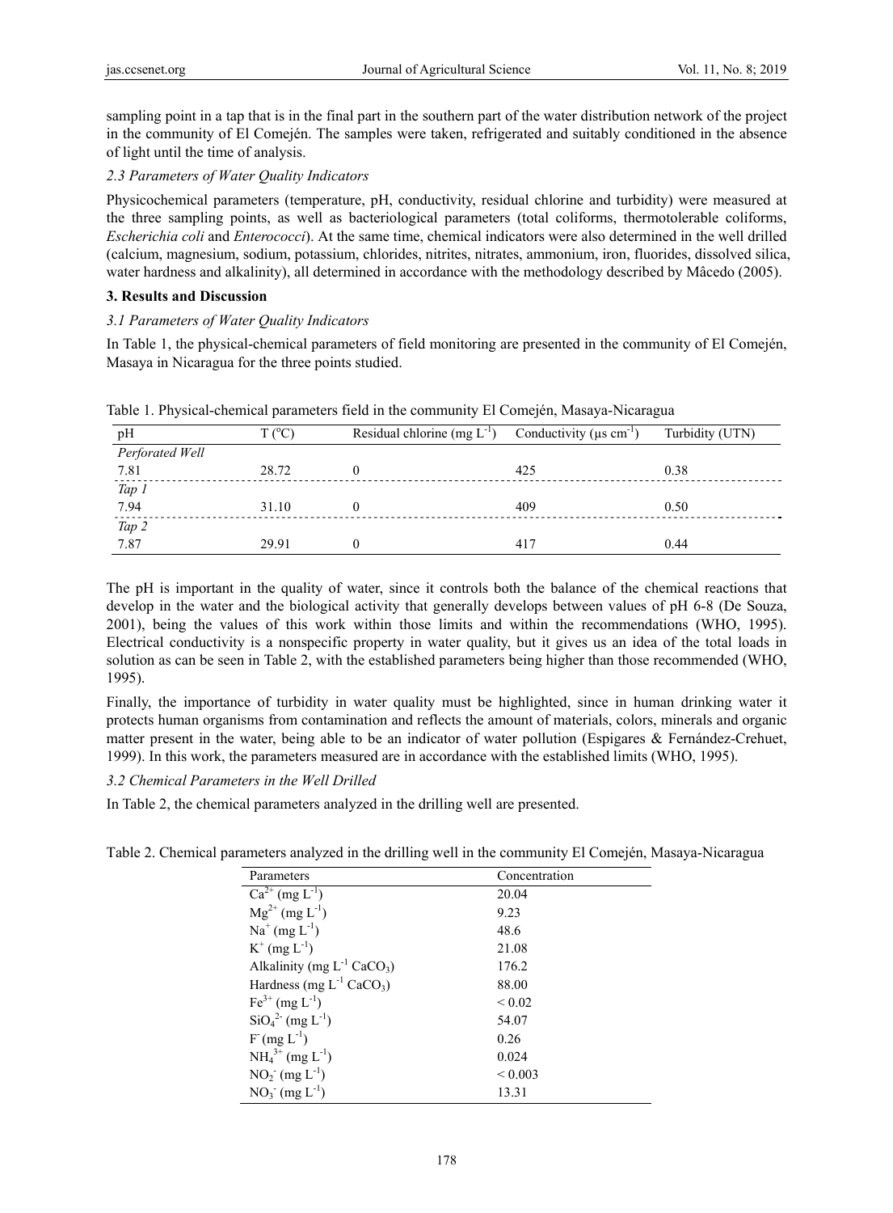sampling point in a tap that is in the final part in the southern part of the water distribution network of the project in the community of El Comején. The samples were taken, refrigerated and suitably conditioned in the absence of light until the time of analysis.

### *2.3 Parameters of Water Quality Indicators*

Physicochemical parameters (temperature, pH, conductivity, residual chlorine and turbidity) were measured at the three sampling points, as well as bacteriological parameters (total coliforms, thermotolerable coliforms, *Escherichia coli* and *Enterococci*). At the same time, chemical indicators were also determined in the well drilled (calcium, magnesium, sodium, potassium, chlorides, nitrites, nitrates, ammonium, iron, fluorides, dissolved silica, water hardness and alkalinity), all determined in accordance with the methodology described by Mâcedo (2005).

## 3. Results and Discussion

### *3.1 Parameters of Water Quality Indicators*

In Table 1, the physical-chemical parameters of field monitoring are presented in the community of El Comején, Masaya in Nicaragua for the three points studied.

Table 1. Physical-chemical parameters field in the community El Comején, Masaya-Nicaragua

| pH | T (ºC) | Residual chlorine (mg $L^{-1}$) | Conductivity (μs $cm^{-1}$) | Turbidity (UTN) |
|---|---|---|---|---|
| *Perforated Well* | | | | |
| 7.81 | 28.72 | 0 | 425 | 0.38 |
| *Tap 1* | | | | |
| 7.94 | 31.10 | 0 | 409 | 0.50 |
| *Tap 2* | | | | |
| 7.87 | 29.91 | 0 | 417 | 0.44 |

The pH is important in the quality of water, since it controls both the balance of the chemical reactions that develop in the water and the biological activity that generally develops between values of pH 6-8 (De Souza, 2001), being the values of this work within those limits and within the recommendations (WHO, 1995). Electrical conductivity is a nonspecific property in water quality, but it gives us an idea of the total loads in solution as can be seen in Table 2, with the established parameters being higher than those recommended (WHO, 1995).

Finally, the importance of turbidity in water quality must be highlighted, since in human drinking water it protects human organisms from contamination and reflects the amount of materials, colors, minerals and organic matter present in the water, being able to be an indicator of water pollution (Espigares & Fernández-Crehuet, 1999). In this work, the parameters measured are in accordance with the established limits (WHO, 1995).

### *3.2 Chemical Parameters in the Well Drilled*

In Table 2, the chemical parameters analyzed in the drilling well are presented.

Table 2. Chemical parameters analyzed in the drilling well in the community El Comején, Masaya-Nicaragua

| Parameters | Concentration |
|---|---|
| $Ca^{2+}$ (mg $L^{-1}$) | 20.04 |
| $Mg^{2+}$ (mg $L^{-1}$) | 9.23 |
| $Na^{+}$ (mg $L^{-1}$) | 48.6 |
| $K^{+}$ (mg $L^{-1}$) | 21.08 |
| Alkalinity (mg $L^{-1}$ $CaCO_3$) | 176.2 |
| Hardness (mg $L^{-1}$ $CaCO_3$) | 88.00 |
| $Fe^{3+}$ (mg $L^{-1}$) | < 0.02 |
| $SiO_4^{2-}$ (mg $L^{-1}$) | 54.07 |
| $F^{-}$ (mg $L^{-1}$) | 0.26 |
| $NH_4^{3+}$ (mg $L^{-1}$) | 0.024 |
| $NO_2^{-}$ (mg $L^{-1}$) | < 0.003 |
| $NO_3^{-}$ (mg $L^{-1}$) | 13.31 |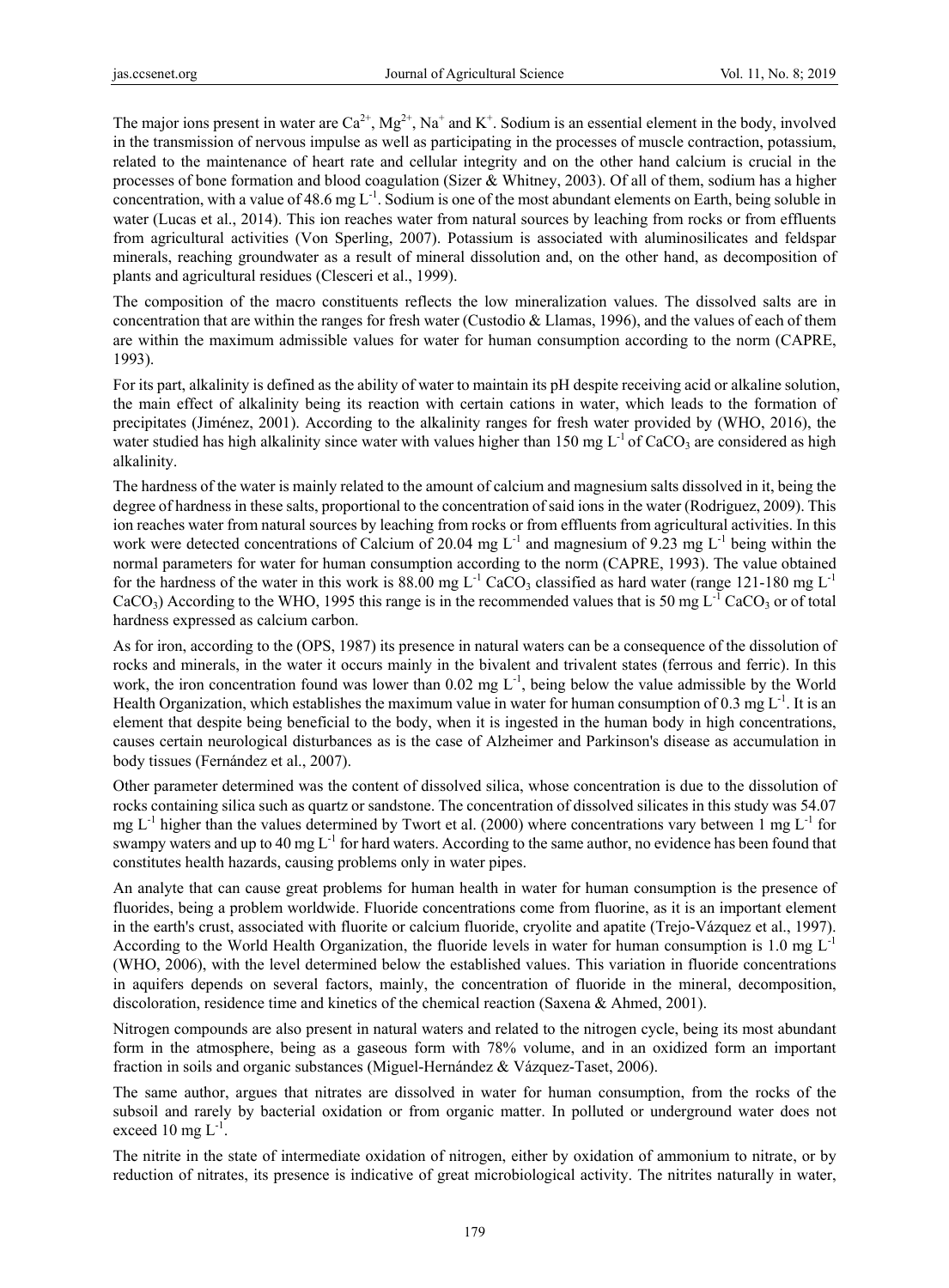The major ions present in water are $Ca^{2+}$, $Mg^{2+}$, $Na^+$ and $K^+$. Sodium is an essential element in the body, involved in the transmission of nervous impulse as well as participating in the processes of muscle contraction, potassium, related to the maintenance of heart rate and cellular integrity and on the other hand calcium is crucial in the processes of bone formation and blood coagulation (Sizer & Whitney, 2003). Of all of them, sodium has a higher concentration, with a value of 48.6 mg $L^{-1}$. Sodium is one of the most abundant elements on Earth, being soluble in water (Lucas et al., 2014). This ion reaches water from natural sources by leaching from rocks or from effluents from agricultural activities (Von Sperling, 2007). Potassium is associated with aluminosilicates and feldspar minerals, reaching groundwater as a result of mineral dissolution and, on the other hand, as decomposition of plants and agricultural residues (Clesceri et al., 1999).

The composition of the macro constituents reflects the low mineralization values. The dissolved salts are in concentration that are within the ranges for fresh water (Custodio & Llamas, 1996), and the values of each of them are within the maximum admissible values for water for human consumption according to the norm (CAPRE, 1993).

For its part, alkalinity is defined as the ability of water to maintain its pH despite receiving acid or alkaline solution, the main effect of alkalinity being its reaction with certain cations in water, which leads to the formation of precipitates (Jiménez, 2001). According to the alkalinity ranges for fresh water provided by (WHO, 2016), the water studied has high alkalinity since water with values higher than 150 mg $L^{-1}$ of $CaCO_3$ are considered as high alkalinity.

The hardness of the water is mainly related to the amount of calcium and magnesium salts dissolved in it, being the degree of hardness in these salts, proportional to the concentration of said ions in the water (Rodriguez, 2009). This ion reaches water from natural sources by leaching from rocks or from effluents from agricultural activities. In this work were detected concentrations of Calcium of 20.04 mg $L^{-1}$ and magnesium of 9.23 mg $L^{-1}$ being within the normal parameters for water for human consumption according to the norm (CAPRE, 1993). The value obtained for the hardness of the water in this work is 88.00 mg $L^{-1}$ $CaCO_3$ classified as hard water (range 121-180 mg $L^{-1}$ $CaCO_3$) According to the WHO, 1995 this range is in the recommended values that is 50 mg $L^{-1}$ $CaCO_3$ or of total hardness expressed as calcium carbon.

As for iron, according to the (OPS, 1987) its presence in natural waters can be a consequence of the dissolution of rocks and minerals, in the water it occurs mainly in the bivalent and trivalent states (ferrous and ferric). In this work, the iron concentration found was lower than 0.02 mg $L^{-1}$, being below the value admissible by the World Health Organization, which establishes the maximum value in water for human consumption of 0.3 mg $L^{-1}$. It is an element that despite being beneficial to the body, when it is ingested in the human body in high concentrations, causes certain neurological disturbances as is the case of Alzheimer and Parkinson's disease as accumulation in body tissues (Fernández et al., 2007).

Other parameter determined was the content of dissolved silica, whose concentration is due to the dissolution of rocks containing silica such as quartz or sandstone. The concentration of dissolved silicates in this study was 54.07 mg $L^{-1}$ higher than the values determined by Twort et al. (2000) where concentrations vary between 1 mg $L^{-1}$ for swampy waters and up to 40 mg $L^{-1}$ for hard waters. According to the same author, no evidence has been found that constitutes health hazards, causing problems only in water pipes.

An analyte that can cause great problems for human health in water for human consumption is the presence of fluorides, being a problem worldwide. Fluoride concentrations come from fluorine, as it is an important element in the earth's crust, associated with fluorite or calcium fluoride, cryolite and apatite (Trejo-Vázquez et al., 1997). According to the World Health Organization, the fluoride levels in water for human consumption is 1.0 mg $L^{-1}$ (WHO, 2006), with the level determined below the established values. This variation in fluoride concentrations in aquifers depends on several factors, mainly, the concentration of fluoride in the mineral, decomposition, discoloration, residence time and kinetics of the chemical reaction (Saxena & Ahmed, 2001).

Nitrogen compounds are also present in natural waters and related to the nitrogen cycle, being its most abundant form in the atmosphere, being as a gaseous form with 78% volume, and in an oxidized form an important fraction in soils and organic substances (Miguel-Hernández & Vázquez-Taset, 2006).

The same author, argues that nitrates are dissolved in water for human consumption, from the rocks of the subsoil and rarely by bacterial oxidation or from organic matter. In polluted or underground water does not exceed 10 mg $L^{-1}$.

The nitrite in the state of intermediate oxidation of nitrogen, either by oxidation of ammonium to nitrate, or by reduction of nitrates, its presence is indicative of great microbiological activity. The nitrites naturally in water,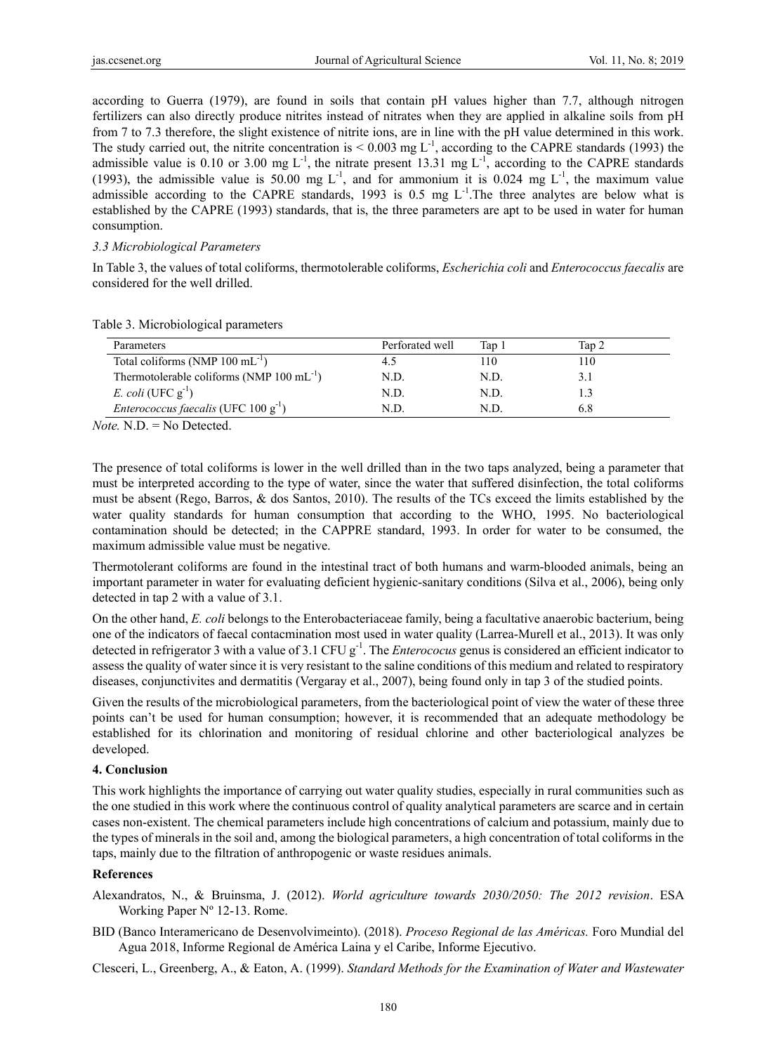according to Guerra (1979), are found in soils that contain pH values higher than 7.7, although nitrogen fertilizers can also directly produce nitrites instead of nitrates when they are applied in alkaline soils from pH from 7 to 7.3 therefore, the slight existence of nitrite ions, are in line with the pH value determined in this work. The study carried out, the nitrite concentration is < 0.003 mg $L^{-1}$, according to the CAPRE standards (1993) the admissible value is 0.10 or 3.00 mg $L^{-1}$, the nitrate present 13.31 mg $L^{-1}$, according to the CAPRE standards (1993), the admissible value is 50.00 mg $L^{-1}$, and for ammonium it is 0.024 mg $L^{-1}$, the maximum value admissible according to the CAPRE standards, 1993 is 0.5 mg $L^{-1}$.The three analytes are below what is established by the CAPRE (1993) standards, that is, the three parameters are apt to be used in water for human consumption.

### *3.3 Microbiological Parameters*

In Table 3, the values of total coliforms, thermotolerable coliforms, *Escherichia coli* and *Enterococcus faecalis* are considered for the well drilled.

Table 3. Microbiological parameters

| Parameters | Perforated well | Tap 1 | Tap 2 |
|---|---|---|---|
| Total coliforms (NMP 100 $mL^{-1}$) | 4.5 | 110 | 110 |
| Thermotolerable coliforms (NMP 100 $mL^{-1}$) | N.D. | N.D. | 3.1 |
| *E. coli* (UFC $g^{-1}$) | N.D. | N.D. | 1.3 |
| *Enterococcus faecalis* (UFC 100 $g^{-1}$) | N.D. | N.D. | 6.8 |

*Note.* N.D. = No Detected.

The presence of total coliforms is lower in the well drilled than in the two taps analyzed, being a parameter that must be interpreted according to the type of water, since the water that suffered disinfection, the total coliforms must be absent (Rego, Barros, & dos Santos, 2010). The results of the TCs exceed the limits established by the water quality standards for human consumption that according to the WHO, 1995. No bacteriological contamination should be detected; in the CAPPRE standard, 1993. In order for water to be consumed, the maximum admissible value must be negative.

Thermotolerant coliforms are found in the intestinal tract of both humans and warm-blooded animals, being an important parameter in water for evaluating deficient hygienic-sanitary conditions (Silva et al., 2006), being only detected in tap 2 with a value of 3.1.

On the other hand, *E. coli* belongs to the Enterobacteriaceae family, being a facultative anaerobic bacterium, being one of the indicators of faecal contacmination most used in water quality (Larrea-Murell et al., 2013). It was only detected in refrigerator 3 with a value of 3.1 CFU $g^{-1}$. The *Enterococus* genus is considered an efficient indicator to assess the quality of water since it is very resistant to the saline conditions of this medium and related to respiratory diseases, conjunctivites and dermatitis (Vergaray et al., 2007), being found only in tap 3 of the studied points.

Given the results of the microbiological parameters, from the bacteriological point of view the water of these three points can't be used for human consumption; however, it is recommended that an adequate methodology be established for its chlorination and monitoring of residual chlorine and other bacteriological analyzes be developed.

## 4. Conclusion

This work highlights the importance of carrying out water quality studies, especially in rural communities such as the one studied in this work where the continuous control of quality analytical parameters are scarce and in certain cases non-existent. The chemical parameters include high concentrations of calcium and potassium, mainly due to the types of minerals in the soil and, among the biological parameters, a high concentration of total coliforms in the taps, mainly due to the filtration of anthropogenic or waste residues animals.

## References

Alexandratos, N., & Bruinsma, J. (2012). *World agriculture towards 2030/2050: The 2012 revision*. ESA Working Paper Nº 12-13. Rome.

BID (Banco Interamericano de Desenvolvimeinto). (2018). *Proceso Regional de las Américas.* Foro Mundial del Agua 2018, Informe Regional de América Laina y el Caribe, Informe Ejecutivo.

Clesceri, L., Greenberg, A., & Eaton, A. (1999). *Standard Methods for the Examination of Water and Wastewater*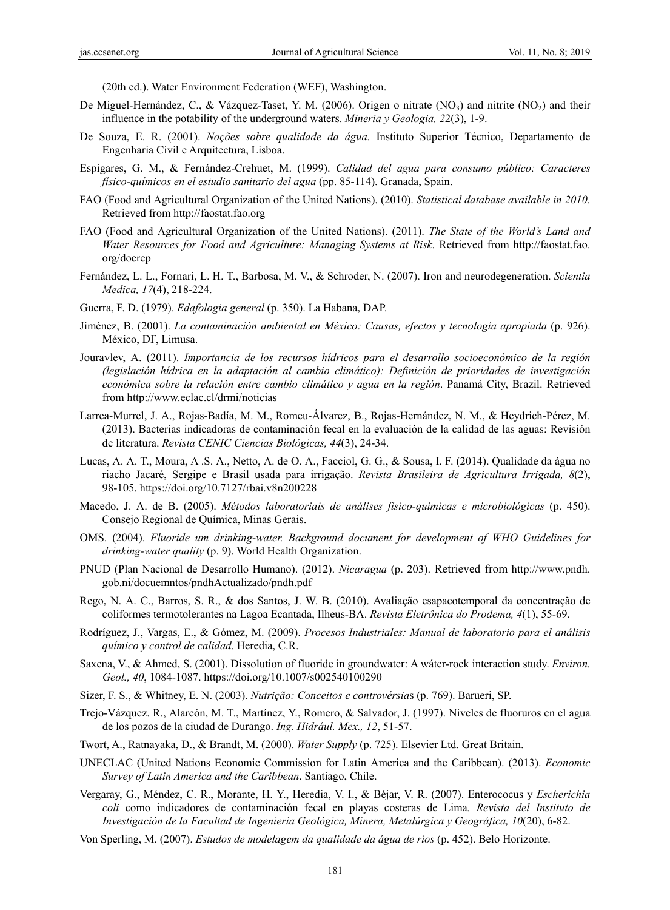(20th ed.). Water Environment Federation (WEF), Washington.

De Miguel-Hernández, C., & Vázquez-Taset, Y. M. (2006). Origen o nitrate ($NO_3$) and nitrite ($NO_2$) and their influence in the potability of the underground waters. *Mineria y Geologia, 22*(3), 1-9.

De Souza, E. R. (2001). *Noções sobre qualidade da água.* Instituto Superior Técnico, Departamento de Engenharia Civil e Arquitectura, Lisboa.

Espigares, G. M., & Fernández-Crehuet, M. (1999). *Calidad del agua para consumo público: Caracteres físico-químicos en el estudio sanitario del agua* (pp. 85-114). Granada, Spain.

FAO (Food and Agricultural Organization of the United Nations). (2010). *Statistical database available in 2010.* Retrieved from http://faostat.fao.org

FAO (Food and Agricultural Organization of the United Nations). (2011). *The State of the World's Land and Water Resources for Food and Agriculture: Managing Systems at Risk*. Retrieved from http://faostat.fao.org/docrep

Fernández, L. L., Fornari, L. H. T., Barbosa, M. V., & Schroder, N. (2007). Iron and neurodegeneration. *Scientia Medica, 17*(4), 218-224.

Guerra, F. D. (1979). *Edafologia general* (p. 350). La Habana, DAP.

Jiménez, B. (2001). *La contaminación ambiental en México: Causas, efectos y tecnología apropiada* (p. 926). México, DF, Limusa.

Jouravlev, A. (2011). *Importancia de los recursos hídricos para el desarrollo socioeconómico de la región (legislación hídrica en la adaptación al cambio climático): Definición de prioridades de investigación económica sobre la relación entre cambio climático y agua en la región*. Panamá City, Brazil. Retrieved from http://www.eclac.cl/drmi/noticias

Larrea-Murrel, J. A., Rojas-Badía, M. M., Romeu-Álvarez, B., Rojas-Hernández, N. M., & Heydrich-Pérez, M. (2013). Bacterias indicadoras de contaminación fecal en la evaluación de la calidad de las aguas: Revisión de literatura. *Revista CENIC Ciencias Biológicas, 44*(3), 24-34.

Lucas, A. A. T., Moura, A .S. A., Netto, A. de O. A., Facciol, G. G., & Sousa, I. F. (2014). Qualidade da água no riacho Jacaré, Sergipe e Brasil usada para irrigação. *Revista Brasileira de Agricultura Irrigada, 8*(2), 98-105. https://doi.org/10.7127/rbai.v8n200228

Macedo, J. A. de B. (2005). *Métodos laboratoriais de análises físico-químicas e microbiológicas* (p. 450). Consejo Regional de Química, Minas Gerais.

OMS. (2004). *Fluoride um drinking-water. Background document for development of WHO Guidelines for drinking-water quality* (p. 9). World Health Organization.

PNUD (Plan Nacional de Desarrollo Humano). (2012). *Nicaragua* (p. 203). Retrieved from http://www.pndh.gob.ni/docuemntos/pndhActualizado/pndh.pdf

Rego, N. A. C., Barros, S. R., & dos Santos, J. W. B. (2010). Avaliação esapacotemporal da concentração de coliformes termotolerantes na Lagoa Ecantada, Ilheus-BA. *Revista Eletrônica do Prodema, 4*(1), 55-69.

Rodríguez, J., Vargas, E., & Gómez, M. (2009). *Procesos Industriales: Manual de laboratorio para el análisis químico y control de calidad*. Heredia, C.R.

Saxena, V., & Ahmed, S. (2001). Dissolution of fluoride in groundwater: A wáter-rock interaction study. *Environ. Geol., 40*, 1084-1087. https://doi.org/10.1007/s002540100290

Sizer, F. S., & Whitney, E. N. (2003). *Nutrição: Conceitos e controvérsia*s (p. 769). Barueri, SP.

Trejo-Vázquez. R., Alarcón, M. T., Martínez, Y., Romero, & Salvador, J. (1997). Niveles de fluoruros en el agua de los pozos de la ciudad de Durango. *Ing. Hidrául. Mex., 12*, 51-57.

Twort, A., Ratnayaka, D., & Brandt, M. (2000). *Water Supply* (p. 725). Elsevier Ltd. Great Britain.

UNECLAC (United Nations Economic Commission for Latin America and the Caribbean). (2013). *Economic Survey of Latin America and the Caribbean*. Santiago, Chile.

Vergaray, G., Méndez, C. R., Morante, H. Y., Heredia, V. I., & Béjar, V. R. (2007). Enterococus y *Escherichia coli* como indicadores de contaminación fecal en playas costeras de Lima*. Revista del Instituto de Investigación de la Facultad de Ingenieria Geológica, Minera, Metalúrgica y Geográfica, 10*(20), 6-82.

Von Sperling, M. (2007). *Estudos de modelagem da qualidade da água de rios* (p. 452). Belo Horizonte.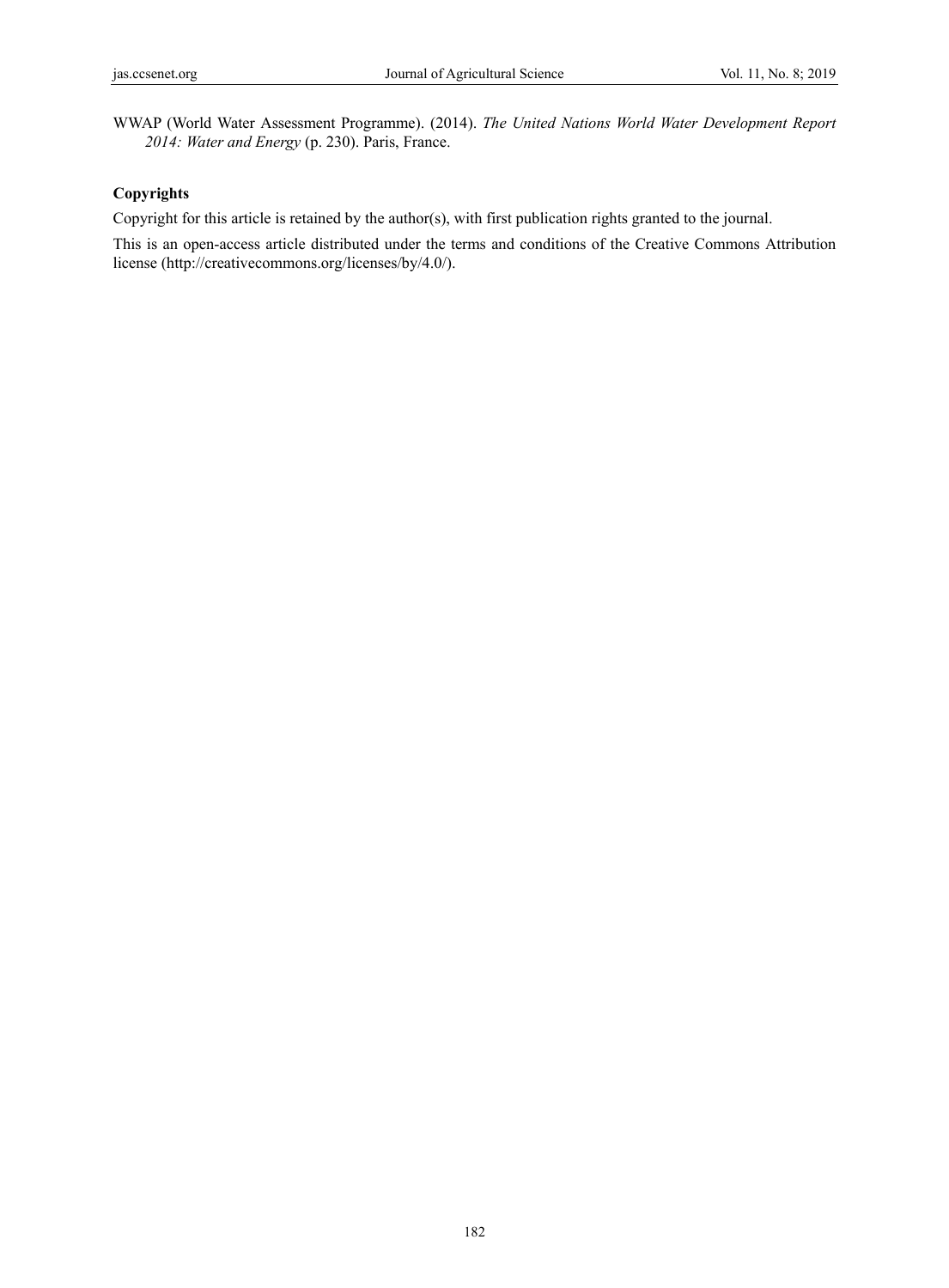WWAP (World Water Assessment Programme). (2014). *The United Nations World Water Development Report 2014: Water and Energy* (p. 230). Paris, France.

## Copyrights

Copyright for this article is retained by the author(s), with first publication rights granted to the journal.

This is an open-access article distributed under the terms and conditions of the Creative Commons Attribution license (http://creativecommons.org/licenses/by/4.0/).